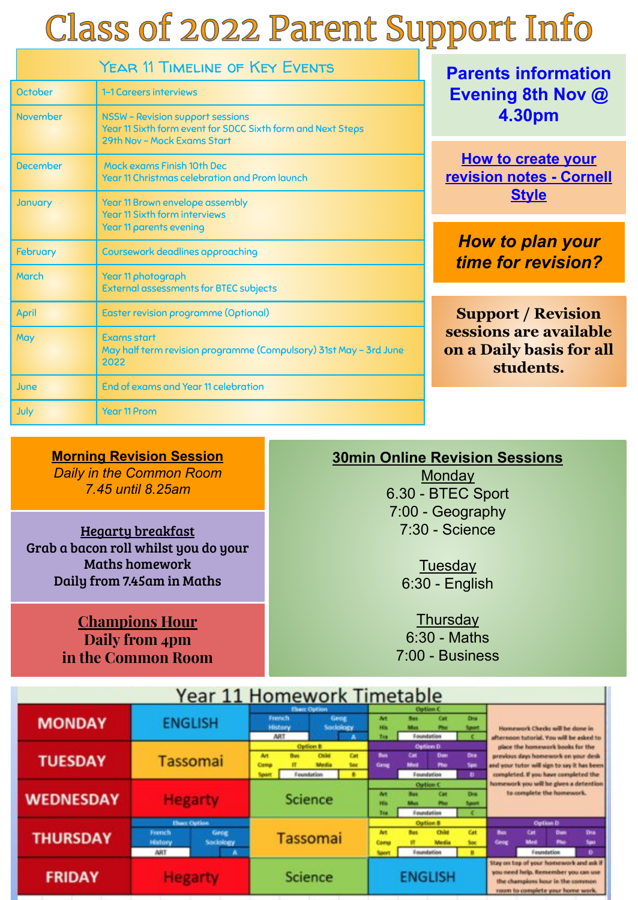# Class of 2022 Parent Support Info

## Year 11 Timeline of Key Events

| Month | Events |
|---|---|
| October | 1-1 Careers interviews |
| November | NSSW – Revision support sessions<br>Year 11 Sixth form event for SDCC Sixth form and Next Steps<br>29th Nov – Mock Exams Start |
| December | Mock exams Finish 10th Dec<br>Year 11 Christmas celebration and Prom launch |
| January | Year 11 Brown envelope assembly<br>Year 11 Sixth form interviews<br>Year 11 parents evening |
| February | Coursework deadlines approaching |
| March | Year 11 photograph<br>External assessments for BTEC subjects |
| April | Easter revision programme (Optional) |
| May | Exams start<br>May half term revision programme (Compulsory) 31st May – 3rd June 2022 |
| June | End of exams and Year 11 celebration |
| July | Year 11 Prom |

**Parents information Evening 8th Nov @ 4.30pm**

**[How to create your revision notes - Cornell Style]()**

***How to plan your time for revision?***

**Support / Revision sessions are available on a Daily basis for all students.**

**Morning Revision Session**
*Daily in the Common Room*
*7.45 until 8.25am*

**Hegarty breakfast**
Grab a bacon roll whilst you do your Maths homework
Daily from 7.45am in Maths

**Champions Hour**
Daily from 4pm
in the Common Room

**30min Online Revision Sessions**

Monday
6.30 - BTEC Sport
7:00 - Geography
7:30 - Science

Tuesday
6:30 - English

Thursday
6:30 - Maths
7:00 - Business

## Year 11 Homework Timetable

| Day | | | | | Notes |
|---|---|---|---|---|---|
| MONDAY | ENGLISH | Ebacc Option: French, History, Geog, Sociology, ART, A | Option C: Art, His, Tra, Bus, Mus, Cat, Pho, Dra, Sport, Foundation, C | | Homework Checks will be done in afternoon tutorial. You will be asked to place the homework books for the previous days homework on your desk and your tutor will sign to say it has been completed. If you have completed the homework you will be given a detention to complete the homework. |
| TUESDAY | Tassomai | Option B: Art, Comp, Sport, Bus, IT, Child, Media, Cat, Sec, Foundation, B | Option D: Bus, Geog, Cat, Med, Dan, Pho, Dra, Spo, Foundation, D | | |
| WEDNESDAY | Hegarty | Science | Option C: Art, His, Tra, Bus, Mus, Cat, Pho, Dra, Sport, Foundation, C | | |
| THURSDAY | Ebacc Option: French, History, Geog, Sociology, ART, A | Tassomai | Option B: Art, Comp, Sport, Bus, IT, Child, Media, Cat, Sec, Foundation, B | Option D: Bus, Geog, Cat, Med, Dan, Pho, Dra, Spo, Foundation, D | |
| FRIDAY | Hegarty | Science | ENGLISH | | Stay on top of your homework and ask if you need help. Remember you can use the champions hour in the common room to complete your home work. |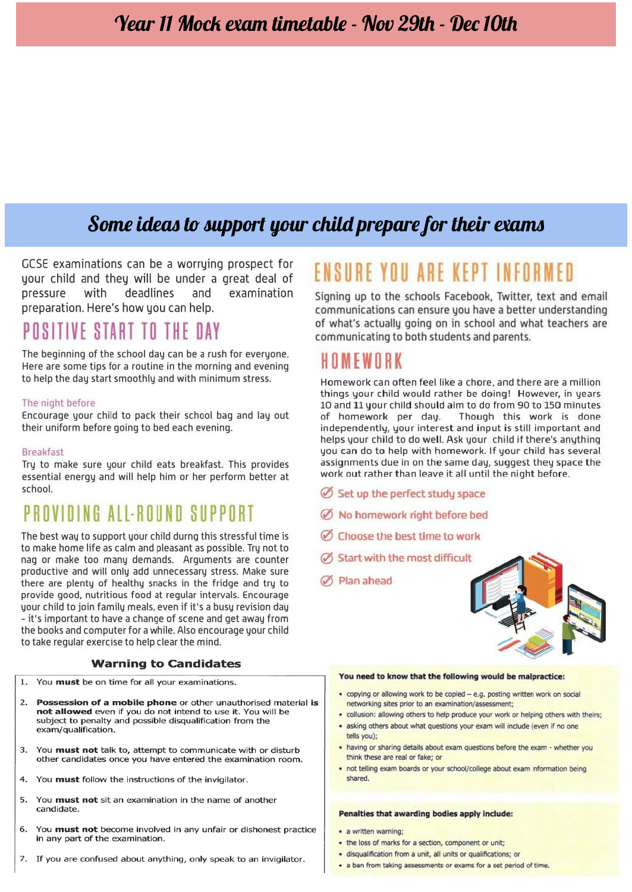# Year 11 Mock exam timetable - Nov 29th - Dec 10th

## Some ideas to support your child prepare for their exams

GCSE examinations can be a worrying prospect for your child and they will be under a great deal of pressure with deadlines and examination preparation. Here's how you can help.

### POSITIVE START TO THE DAY

The beginning of the school day can be a rush for everyone. Here are some tips for a routine in the morning and evening to help the day start smoothly and with minimum stress.

**The night before**

Encourage your child to pack their school bag and lay out their uniform before going to bed each evening.

**Breakfast**

Try to make sure your child eats breakfast. This provides essential energy and will help him or her perform better at school.

### PROVIDING ALL-ROUND SUPPORT

The best way to support your child durng this stressful time is to make home life as calm and pleasant as possible. Try not to nag or make too many demands. Arguments are counter productive and will only add unnecessary stress. Make sure there are plenty of healthy snacks in the fridge and try to provide good, nutritious food at regular intervals. Encourage your child to join family meals, even if it's a busy revision day - it's important to have a change of scene and get away from the books and computer for a while. Also encourage your child to take regular exercise to help clear the mind.

### ENSURE YOU ARE KEPT INFORMED

Signing up to the schools Facebook, Twitter, text and email communications can ensure you have a better understanding of what's actually going on in school and what teachers are communicating to both students and parents.

### HOMEWORK

Homework can often feel like a chore, and there are a million things your child would rather be doing! However, in years 10 and 11 your child should aim to do from 90 to 150 minutes of homework per day. Though this work is done independently, your interest and input is still important and helps your child to do well. Ask your child if there's anything you can do to help with homework. If your child has several assignments due in on the same day, suggest they space the work out rather than leave it all until the night before.

- Set up the perfect study space
- No homework right before bed
- Choose the best time to work
- Start with the most difficult
- Plan ahead

### Warning to Candidates

1. You **must** be on time for all your examinations.
2. **Possession of a mobile phone** or other unauthorised material **is not allowed** even if you do not intend to use it. You will be subject to penalty and possible disqualification from the exam/qualification.
3. You **must not** talk to, attempt to communicate with or disturb other candidates once you have entered the examination room.
4. You **must** follow the instructions of the invigilator.
5. You **must not** sit an examination in the name of another candidate.
6. You **must not** become involved in any unfair or dishonest practice in any part of the examination.
7. If you are confused about anything, only speak to an invigilator.

**You need to know that the following would be malpractice:**

- copying or allowing work to be copied – e.g. posting written work on social networking sites prior to an examination/assessment;
- collusion: allowing others to help produce your work or helping others with theirs;
- asking others about what questions your exam will include (even if no one tells you);
- having or sharing details about exam questions before the exam - whether you think these are real or fake; or
- not telling exam boards or your school/college about exam information being shared.

**Penalties that awarding bodies apply include:**

- a written warning;
- the loss of marks for a section, component or unit;
- disqualification from a unit, all units or qualifications; or
- a ban from taking assessments or exams for a set period of time.